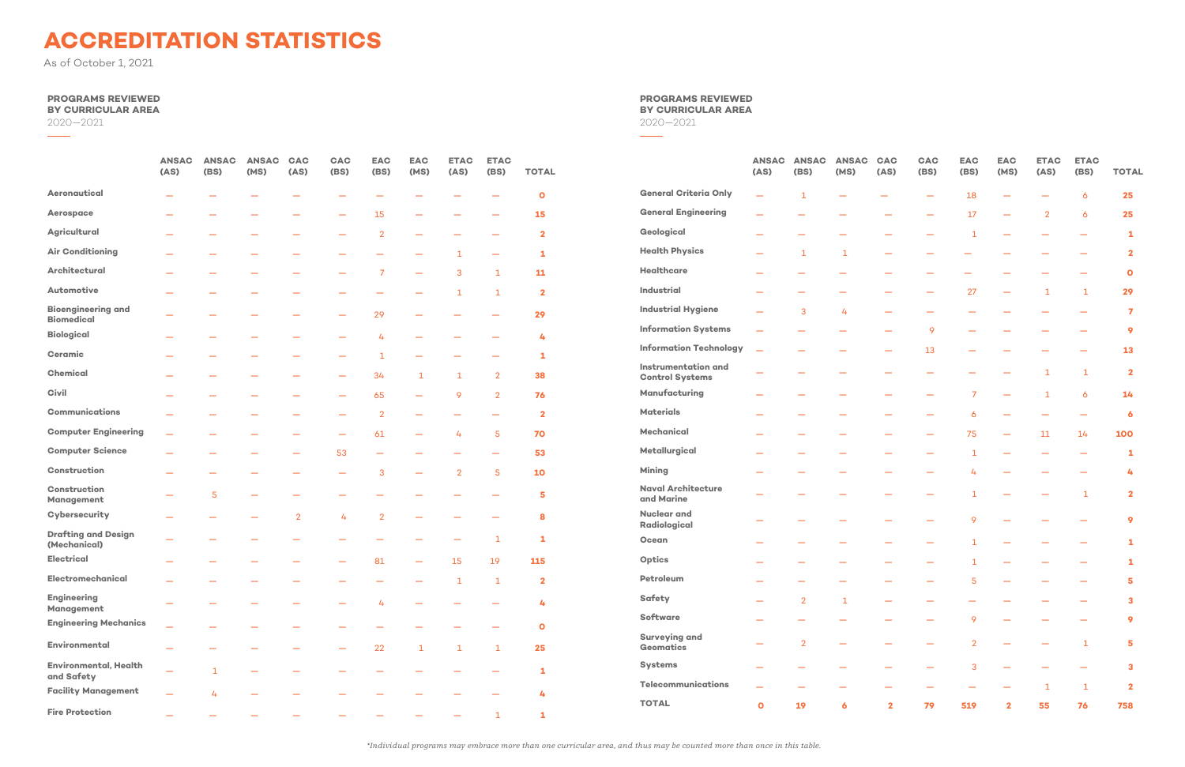# ACCREDITATION STATISTICS

As of October 1, 2021

## PROGRAMS REVIEWED BY CURRICULAR AREA

2020—2021

| | ANSAC (AS) | ANSAC (BS) | ANSAC (MS) | CAC (AS) | CAC (BS) | EAC (BS) | EAC (MS) | ETAC (AS) | ETAC (BS) | TOTAL |
|---|---|---|---|---|---|---|---|---|---|---|
| Aeronautical | — | — | — | — | — | — | — | — | — | **0** |
| Aerospace | — | — | — | — | — | 15 | — | — | — | **15** |
| Agricultural | — | — | — | — | — | 2 | — | — | — | **2** |
| Air Conditioning | — | — | — | — | — | — | — | 1 | — | **1** |
| Architectural | — | — | — | — | — | 7 | — | 3 | 1 | **11** |
| Automotive | — | — | — | — | — | — | — | 1 | 1 | **2** |
| Bioengineering and Biomedical | — | — | — | — | — | 29 | — | — | — | **29** |
| Biological | — | — | — | — | — | 4 | — | — | — | **4** |
| Ceramic | — | — | — | — | — | 1 | — | — | — | **1** |
| Chemical | — | — | — | — | — | 34 | 1 | 1 | 2 | **38** |
| Civil | — | — | — | — | — | 65 | — | 9 | 2 | **76** |
| Communications | — | — | — | — | — | 2 | — | — | — | **2** |
| Computer Engineering | — | — | — | — | — | 61 | — | 4 | 5 | **70** |
| Computer Science | — | — | — | — | 53 | — | — | — | — | **53** |
| Construction | — | — | — | — | — | 3 | — | 2 | 5 | **10** |
| Construction Management | — | 5 | — | — | — | — | — | — | — | **5** |
| Cybersecurity | — | — | — | 2 | 4 | 2 | — | — | — | **8** |
| Drafting and Design (Mechanical) | — | — | — | — | — | — | — | — | 1 | **1** |
| Electrical | — | — | — | — | — | 81 | — | 15 | 19 | **115** |
| Electromechanical | — | — | — | — | — | — | — | 1 | 1 | **2** |
| Engineering Management | — | — | — | — | — | 4 | — | — | — | **4** |
| Engineering Mechanics | — | — | — | — | — | — | — | — | — | **0** |
| Environmental | — | — | — | — | — | 22 | 1 | 1 | 1 | **25** |
| Environmental, Health and Safety | — | 1 | — | — | — | — | — | — | — | **1** |
| Facility Management | — | 4 | — | — | — | — | — | — | — | **4** |
| Fire Protection | — | — | — | — | — | — | — | — | 1 | **1** |
| General Criteria Only | — | 1 | — | — | — | 18 | — | — | 6 | **25** |
| General Engineering | — | — | — | — | — | 17 | — | 2 | 6 | **25** |
| Geological | — | — | — | — | — | 1 | — | — | — | **1** |
| Health Physics | — | 1 | 1 | — | — | — | — | — | — | **2** |
| Healthcare | — | — | — | — | — | — | — | — | — | **0** |
| Industrial | — | — | — | — | — | 27 | — | 1 | 1 | **29** |
| Industrial Hygiene | — | 3 | 4 | — | — | — | — | — | — | **7** |
| Information Systems | — | — | — | — | 9 | — | — | — | — | **9** |
| Information Technology | — | — | — | — | 13 | — | — | — | — | **13** |
| Instrumentation and Control Systems | — | — | — | — | — | — | — | 1 | 1 | **2** |
| Manufacturing | — | — | — | — | — | 7 | — | 1 | 6 | **14** |
| Materials | — | — | — | — | — | 6 | — | — | — | **6** |
| Mechanical | — | — | — | — | — | 75 | — | 11 | 14 | **100** |
| Metallurgical | — | — | — | — | — | 1 | — | — | — | **1** |
| Mining | — | — | — | — | — | 4 | — | — | — | **4** |
| Naval Architecture and Marine | — | — | — | — | — | 1 | — | — | 1 | **2** |
| Nuclear and Radiological | — | — | — | — | — | 9 | — | — | — | **9** |
| Ocean | — | — | — | — | — | 1 | — | — | — | **1** |
| Optics | — | — | — | — | — | 1 | — | — | — | **1** |
| Petroleum | — | — | — | — | — | 5 | — | — | — | **5** |
| Safety | — | 2 | 1 | — | — | — | — | — | — | **3** |
| Software | — | — | — | — | — | 9 | — | — | — | **9** |
| Surveying and Geomatics | — | 2 | — | — | — | 2 | — | — | 1 | **5** |
| Systems | — | — | — | — | — | 3 | — | — | — | **3** |
| Telecommunications | — | — | — | — | — | — | — | 1 | 1 | **2** |
| **TOTAL** | **0** | **19** | **6** | **2** | **79** | **519** | **2** | **55** | **76** | **758** |

*Individual programs may embrace more than one curricular area, and thus may be counted more than once in this table.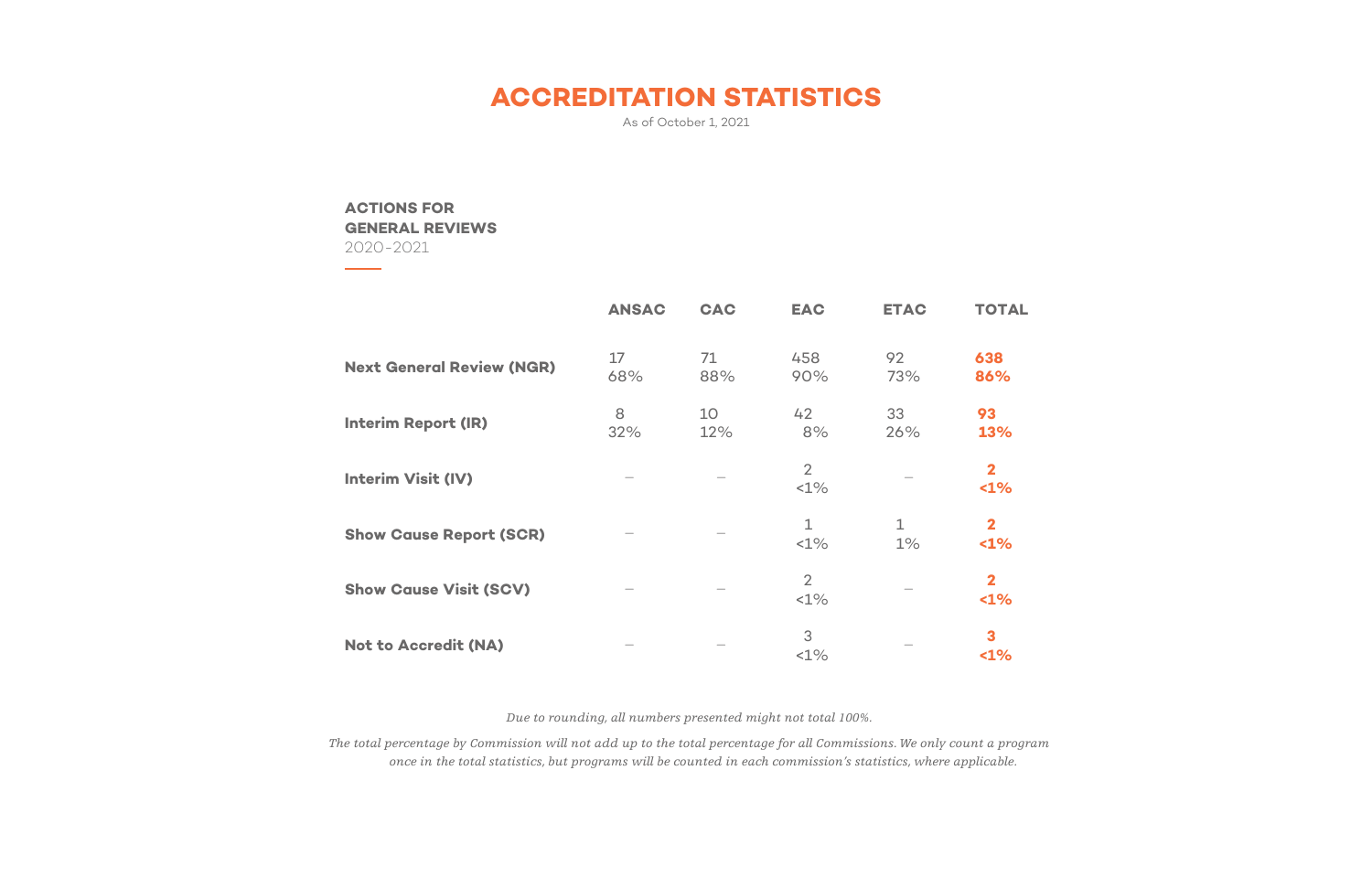# ACCREDITATION STATISTICS

As of October 1, 2021

## ACTIONS FOR GENERAL REVIEWS

2020-2021

| | ANSAC | CAC | EAC | ETAC | TOTAL |
|---|---|---|---|---|---|
| **Next General Review (NGR)** | 17<br>68% | 71<br>88% | 458<br>90% | 92<br>73% | **638**<br>**86%** |
| **Interim Report (IR)** | 8<br>32% | 10<br>12% | 42<br>8% | 33<br>26% | **93**<br>**13%** |
| **Interim Visit (IV)** | – | – | 2<br><1% | – | **2**<br>**<1%** |
| **Show Cause Report (SCR)** | – | – | 1<br><1% | 1<br>1% | **2**<br>**<1%** |
| **Show Cause Visit (SCV)** | – | – | 2<br><1% | – | **2**<br>**<1%** |
| **Not to Accredit (NA)** | – | – | 3<br><1% | – | **3**<br>**<1%** |

*Due to rounding, all numbers presented might not total 100%.*

*The total percentage by Commission will not add up to the total percentage for all Commissions. We only count a program once in the total statistics, but programs will be counted in each commission's statistics, where applicable.*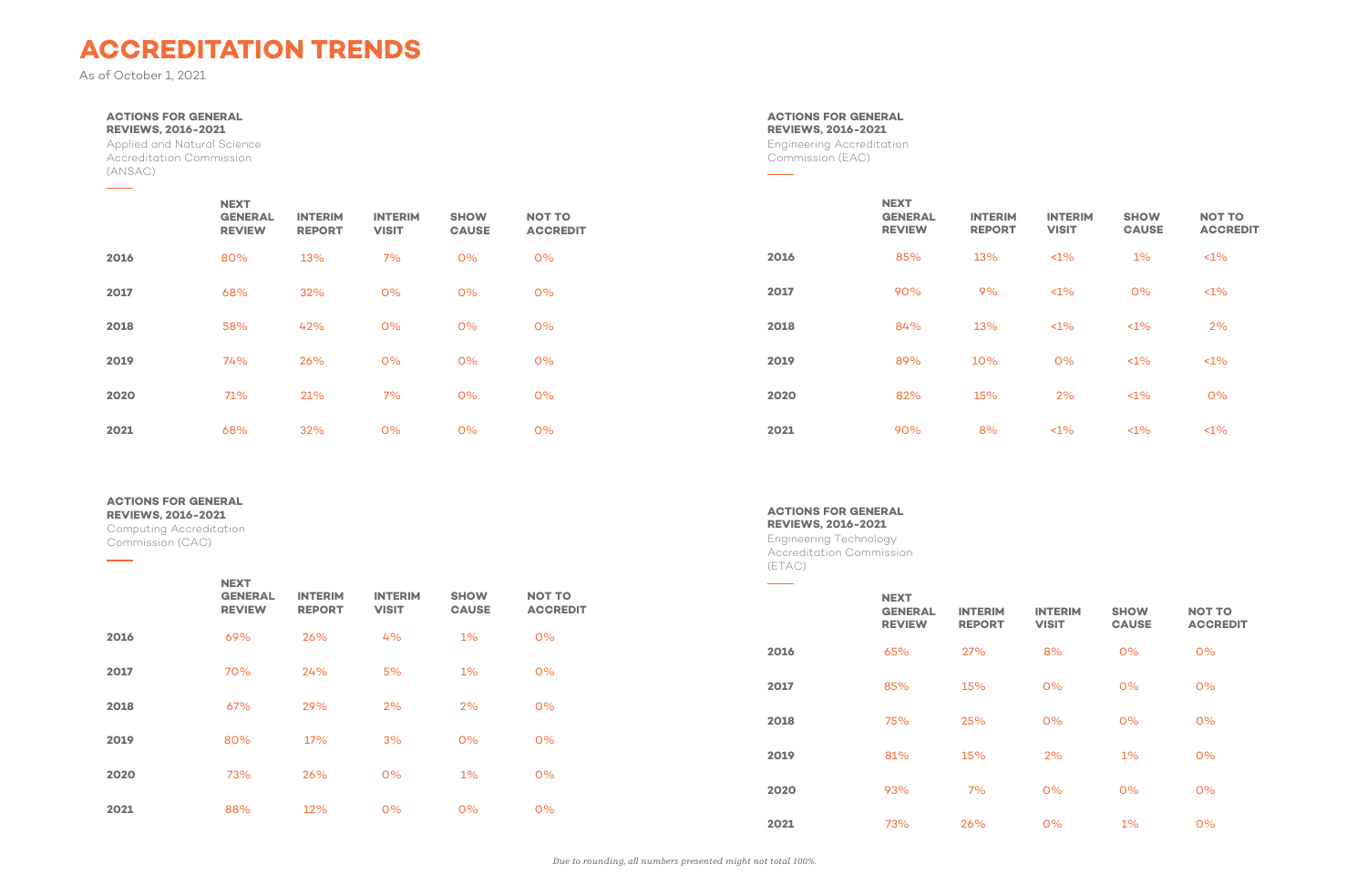# ACCREDITATION TRENDS

As of October 1, 2021

**ACTIONS FOR GENERAL REVIEWS, 2016-2021**
Applied and Natural Science Accreditation Commission (ANSAC)

| | NEXT GENERAL REVIEW | INTERIM REPORT | INTERIM VISIT | SHOW CAUSE | NOT TO ACCREDIT |
|---|---|---|---|---|---|
| 2016 | 80% | 13% | 7% | 0% | 0% |
| 2017 | 68% | 32% | 0% | 0% | 0% |
| 2018 | 58% | 42% | 0% | 0% | 0% |
| 2019 | 74% | 26% | 0% | 0% | 0% |
| 2020 | 71% | 21% | 7% | 0% | 0% |
| 2021 | 68% | 32% | 0% | 0% | 0% |

**ACTIONS FOR GENERAL REVIEWS, 2016-2021**
Computing Accreditation Commission (CAC)

| | NEXT GENERAL REVIEW | INTERIM REPORT | INTERIM VISIT | SHOW CAUSE | NOT TO ACCREDIT |
|---|---|---|---|---|---|
| 2016 | 69% | 26% | 4% | 1% | 0% |
| 2017 | 70% | 24% | 5% | 1% | 0% |
| 2018 | 67% | 29% | 2% | 2% | 0% |
| 2019 | 80% | 17% | 3% | 0% | 0% |
| 2020 | 73% | 26% | 0% | 1% | 0% |
| 2021 | 88% | 12% | 0% | 0% | 0% |

**ACTIONS FOR GENERAL REVIEWS, 2016-2021**
Engineering Accreditation Commission (EAC)

| | NEXT GENERAL REVIEW | INTERIM REPORT | INTERIM VISIT | SHOW CAUSE | NOT TO ACCREDIT |
|---|---|---|---|---|---|
| 2016 | 85% | 13% | <1% | 1% | <1% |
| 2017 | 90% | 9% | <1% | 0% | <1% |
| 2018 | 84% | 13% | <1% | <1% | 2% |
| 2019 | 89% | 10% | 0% | <1% | <1% |
| 2020 | 82% | 15% | 2% | <1% | 0% |
| 2021 | 90% | 8% | <1% | <1% | <1% |

**ACTIONS FOR GENERAL REVIEWS, 2016-2021**
Engineering Technology Accreditation Commission (ETAC)

| | NEXT GENERAL REVIEW | INTERIM REPORT | INTERIM VISIT | SHOW CAUSE | NOT TO ACCREDIT |
|---|---|---|---|---|---|
| 2016 | 65% | 27% | 8% | 0% | 0% |
| 2017 | 85% | 15% | 0% | 0% | 0% |
| 2018 | 75% | 25% | 0% | 0% | 0% |
| 2019 | 81% | 15% | 2% | 1% | 0% |
| 2020 | 93% | 7% | 0% | 0% | 0% |
| 2021 | 73% | 26% | 0% | 1% | 0% |

*Due to rounding, all numbers presented might not total 100%.*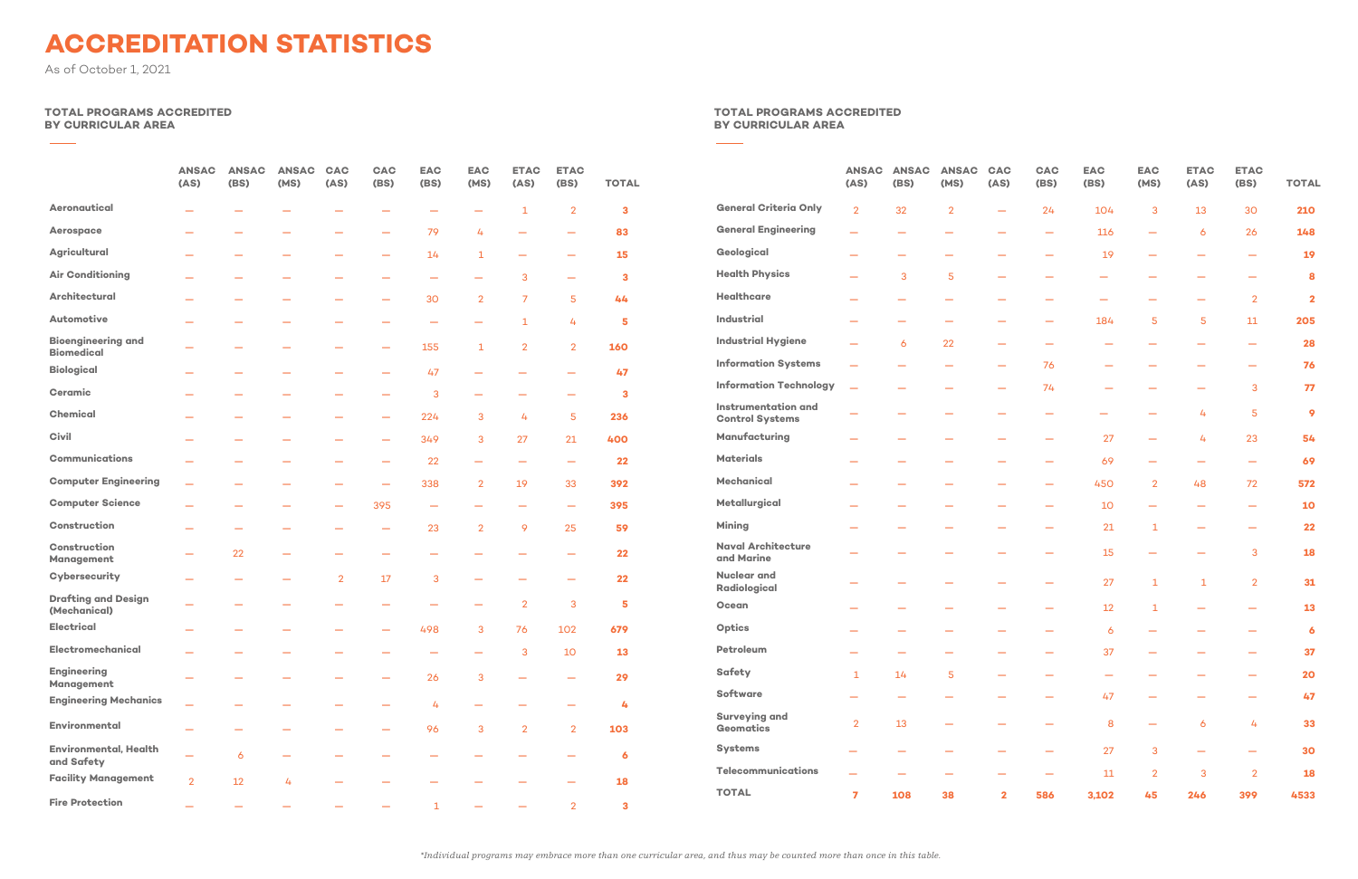# ACCREDITATION STATISTICS

As of October 1, 2021

### TOTAL PROGRAMS ACCREDITED BY CURRICULAR AREA

| | ANSAC (AS) | ANSAC (BS) | ANSAC (MS) | CAC (AS) | CAC (BS) | EAC (BS) | EAC (MS) | ETAC (AS) | ETAC (BS) | TOTAL |
|---|---|---|---|---|---|---|---|---|---|---|
| **Aeronautical** | — | — | — | — | — | — | — | 1 | 2 | **3** |
| **Aerospace** | — | — | — | — | — | 79 | 4 | — | — | **83** |
| **Agricultural** | — | — | — | — | — | 14 | 1 | — | — | **15** |
| **Air Conditioning** | — | — | — | — | — | — | — | 3 | — | **3** |
| **Architectural** | — | — | — | — | — | 30 | 2 | 7 | 5 | **44** |
| **Automotive** | — | — | — | — | — | — | — | 1 | 4 | **5** |
| **Bioengineering and Biomedical** | — | — | — | — | — | 155 | 1 | 2 | 2 | **160** |
| **Biological** | — | — | — | — | — | 47 | — | — | — | **47** |
| **Ceramic** | — | — | — | — | — | 3 | — | — | — | **3** |
| **Chemical** | — | — | — | — | — | 224 | 3 | 4 | 5 | **236** |
| **Civil** | — | — | — | — | — | 349 | 3 | 27 | 21 | **400** |
| **Communications** | — | — | — | — | — | 22 | — | — | — | **22** |
| **Computer Engineering** | — | — | — | — | — | 338 | 2 | 19 | 33 | **392** |
| **Computer Science** | — | — | — | — | 395 | — | — | — | — | **395** |
| **Construction** | — | — | — | — | — | 23 | 2 | 9 | 25 | **59** |
| **Construction Management** | — | 22 | — | — | — | — | — | — | — | **22** |
| **Cybersecurity** | — | — | — | 2 | 17 | 3 | — | — | — | **22** |
| **Drafting and Design (Mechanical)** | — | — | — | — | — | — | — | 2 | 3 | **5** |
| **Electrical** | — | — | — | — | — | 498 | 3 | 76 | 102 | **679** |
| **Electromechanical** | — | — | — | — | — | — | — | 3 | 10 | **13** |
| **Engineering Management** | — | — | — | — | — | 26 | 3 | — | — | **29** |
| **Engineering Mechanics** | — | — | — | — | — | 4 | — | — | — | **4** |
| **Environmental** | — | — | — | — | — | 96 | 3 | 2 | 2 | **103** |
| **Environmental, Health and Safety** | — | 6 | — | — | — | — | — | — | — | **6** |
| **Facility Management** | 2 | 12 | 4 | — | — | — | — | — | — | **18** |
| **Fire Protection** | — | — | — | — | — | 1 | — | — | 2 | **3** |
| **General Criteria Only** | 2 | 32 | 2 | — | 24 | 104 | 3 | 13 | 30 | **210** |
| **General Engineering** | — | — | — | — | — | 116 | — | 6 | 26 | **148** |
| **Geological** | — | — | — | — | — | 19 | — | — | — | **19** |
| **Health Physics** | — | 3 | 5 | — | — | — | — | — | — | **8** |
| **Healthcare** | — | — | — | — | — | — | — | — | 2 | **2** |
| **Industrial** | — | — | — | — | — | 184 | 5 | 5 | 11 | **205** |
| **Industrial Hygiene** | — | 6 | 22 | — | — | — | — | — | — | **28** |
| **Information Systems** | — | — | — | — | 76 | — | — | — | — | **76** |
| **Information Technology** | — | — | — | — | 74 | — | — | — | 3 | **77** |
| **Instrumentation and Control Systems** | — | — | — | — | — | — | — | 4 | 5 | **9** |
| **Manufacturing** | — | — | — | — | — | 27 | — | 4 | 23 | **54** |
| **Materials** | — | — | — | — | — | 69 | — | — | — | **69** |
| **Mechanical** | — | — | — | — | — | 450 | 2 | 48 | 72 | **572** |
| **Metallurgical** | — | — | — | — | — | 10 | — | — | — | **10** |
| **Mining** | — | — | — | — | — | 21 | 1 | — | — | **22** |
| **Naval Architecture and Marine** | — | — | — | — | — | 15 | — | — | 3 | **18** |
| **Nuclear and Radiological** | — | — | — | — | — | 27 | 1 | 1 | 2 | **31** |
| **Ocean** | — | — | — | — | — | 12 | 1 | — | — | **13** |
| **Optics** | — | — | — | — | — | 6 | — | — | — | **6** |
| **Petroleum** | — | — | — | — | — | 37 | — | — | — | **37** |
| **Safety** | 1 | 14 | 5 | — | — | — | — | — | — | **20** |
| **Software** | — | — | — | — | — | 47 | — | — | — | **47** |
| **Surveying and Geomatics** | 2 | 13 | — | — | — | 8 | — | 6 | 4 | **33** |
| **Systems** | — | — | — | — | — | 27 | 3 | — | — | **30** |
| **Telecommunications** | — | — | — | — | — | 11 | 2 | 3 | 2 | **18** |
| **TOTAL** | **7** | **108** | **38** | **2** | **586** | **3,102** | **45** | **246** | **399** | **4533** |

*Individual programs may embrace more than one curricular area, and thus may be counted more than once in this table.*